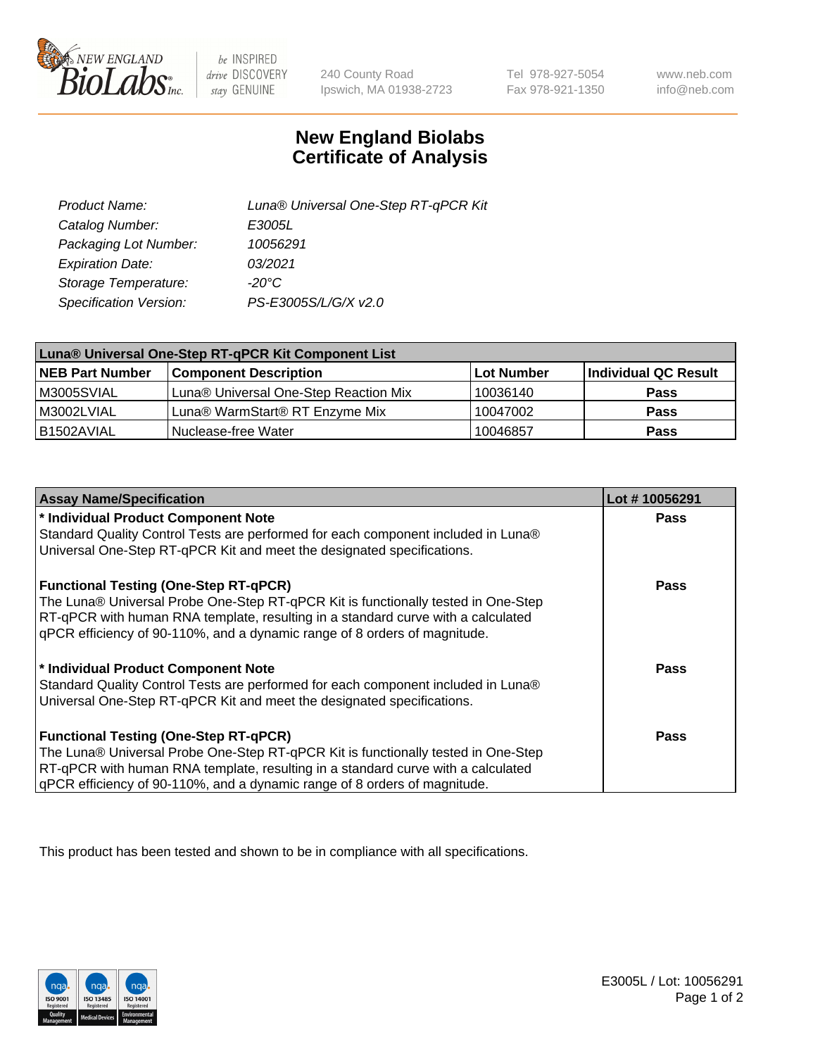# New England Biolabs
## Certificate of Analysis

| | |
|---|---|
| *Product Name:* | *Luna® Universal One-Step RT-qPCR Kit* |
| *Catalog Number:* | *E3005L* |
| *Packaging Lot Number:* | *10056291* |
| *Expiration Date:* | *03/2021* |
| *Storage Temperature:* | *-20°C* |
| *Specification Version:* | *PS-E3005S/L/G/X v2.0* |

| **Luna® Universal One-Step RT-qPCR Kit Component List** | | | |
|---|---|---|---|
| **NEB Part Number** | **Component Description** | **Lot Number** | **Individual QC Result** |
| M3005SVIAL | Luna® Universal One-Step Reaction Mix | 10036140 | **Pass** |
| M3002LVIAL | Luna® WarmStart® RT Enzyme Mix | 10047002 | **Pass** |
| B1502AVIAL | Nuclease-free Water | 10046857 | **Pass** |

| **Assay Name/Specification** | **Lot # 10056291** |
|---|---|
| **\* Individual Product Component Note**<br>Standard Quality Control Tests are performed for each component included in Luna® Universal One-Step RT-qPCR Kit and meet the designated specifications. | **Pass** |
| **Functional Testing (One-Step RT-qPCR)**<br>The Luna® Universal Probe One-Step RT-qPCR Kit is functionally tested in One-Step RT-qPCR with human RNA template, resulting in a standard curve with a calculated qPCR efficiency of 90-110%, and a dynamic range of 8 orders of magnitude. | **Pass** |
| **\* Individual Product Component Note**<br>Standard Quality Control Tests are performed for each component included in Luna® Universal One-Step RT-qPCR Kit and meet the designated specifications. | **Pass** |
| **Functional Testing (One-Step RT-qPCR)**<br>The Luna® Universal Probe One-Step RT-qPCR Kit is functionally tested in One-Step RT-qPCR with human RNA template, resulting in a standard curve with a calculated qPCR efficiency of 90-110%, and a dynamic range of 8 orders of magnitude. | **Pass** |

This product has been tested and shown to be in compliance with all specifications.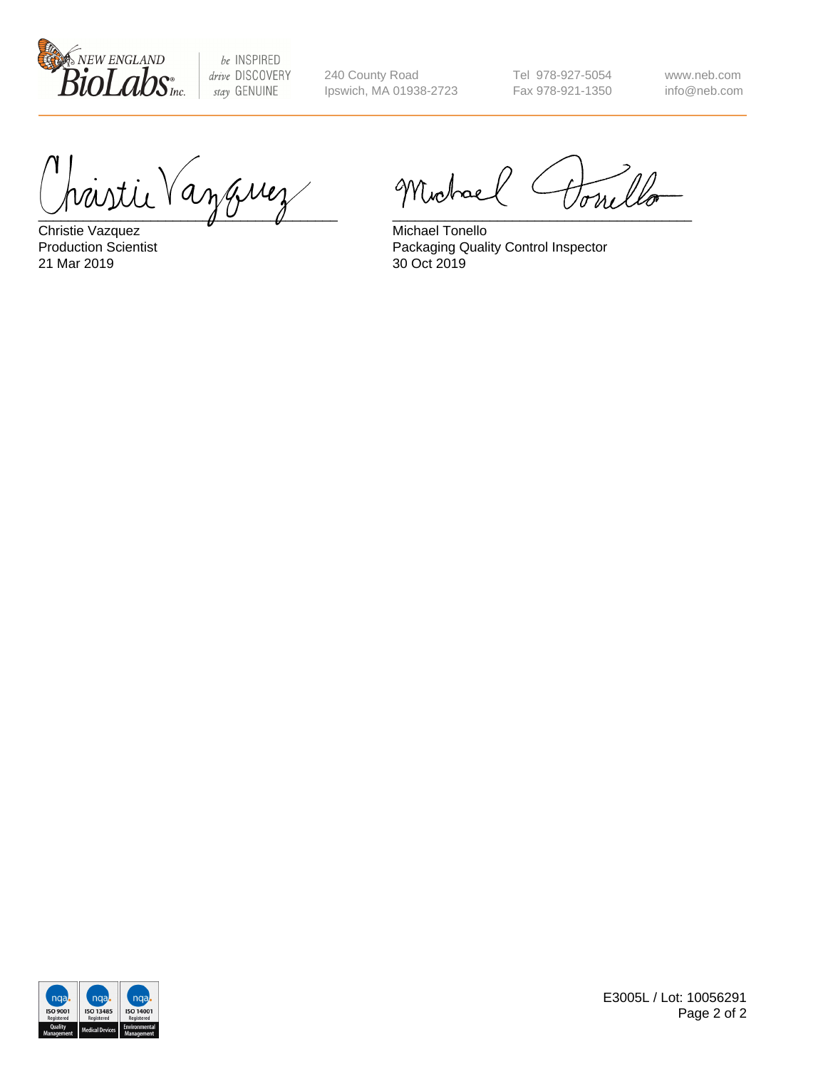240 County Road
Ipswich, MA 01938-2723

Tel 978-927-5054
Fax 978-921-1350

www.neb.com
info@neb.com

Christie Vazquez
Production Scientist
21 Mar 2019

Michael Tonello
Packaging Quality Control Inspector
30 Oct 2019

E3005L / Lot: 10056291